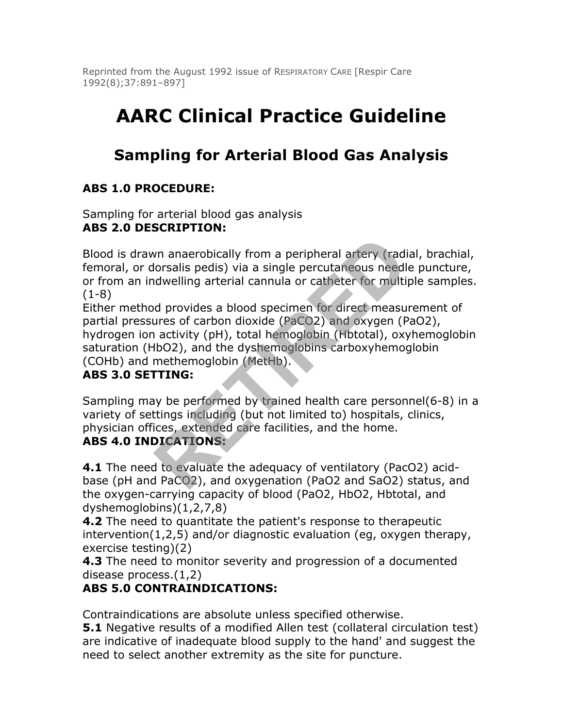Reprinted from the August 1992 issue of RESPIRATORY CARE [Respir Care 1992(8);37:891–897]

# AARC Clinical Practice Guideline

## Sampling for Arterial Blood Gas Analysis

**ABS 1.0 PROCEDURE:**

Sampling for arterial blood gas analysis

**ABS 2.0 DESCRIPTION:**

Blood is drawn anaerobically from a peripheral artery (radial, brachial, femoral, or dorsalis pedis) via a single percutaneous needle puncture, or from an indwelling arterial cannula or catheter for multiple samples.(1-8)

Either method provides a blood specimen for direct measurement of partial pressures of carbon dioxide ($PaCO_2$) and oxygen ($PaO_2$), hydrogen ion activity (pH), total hemoglobin (Hbtotal), oxyhemoglobin saturation ($HbO_2$), and the dyshemoglobins carboxyhemoglobin (COHb) and methemoglobin (MetHb).

**ABS 3.0 SETTING:**

Sampling may be performed by trained health care personnel(6-8) in a variety of settings including (but not limited to) hospitals, clinics, physician offices, extended care facilities, and the home.

**ABS 4.0 INDICATIONS:**

**4.1** The need to evaluate the adequacy of ventilatory ($PacO_2$) acid-base (pH and $PaCO_2$), and oxygenation ($PaO_2$ and $SaO_2$) status, and the oxygen-carrying capacity of blood ($PaO_2$, $HbO_2$, Hbtotal, and dyshemoglobins)(1,2,7,8)

**4.2** The need to quantitate the patient's response to therapeutic intervention(1,2,5) and/or diagnostic evaluation (eg, oxygen therapy, exercise testing)(2)

**4.3** The need to monitor severity and progression of a documented disease process.(1,2)

**ABS 5.0 CONTRAINDICATIONS:**

Contraindications are absolute unless specified otherwise.

**5.1** Negative results of a modified Allen test (collateral circulation test) are indicative of inadequate blood supply to the hand' and suggest the need to select another extremity as the site for puncture.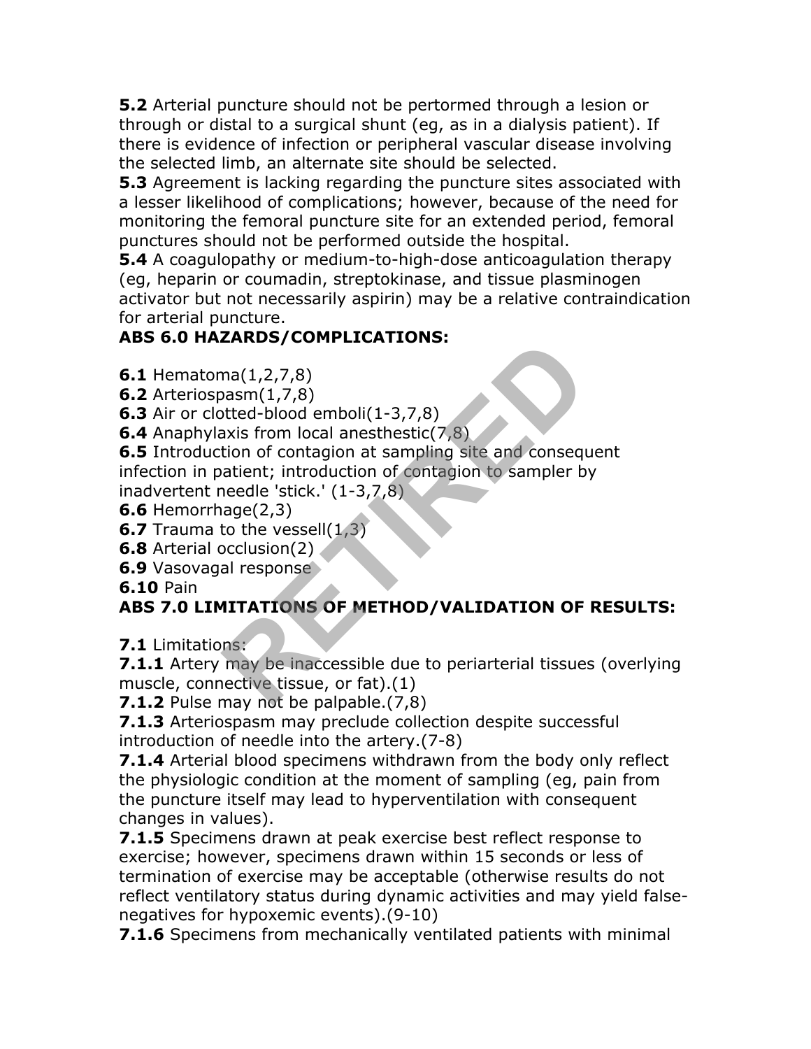**5.2** Arterial puncture should not be pertormed through a lesion or through or distal to a surgical shunt (eg, as in a dialysis patient). If there is evidence of infection or peripheral vascular disease involving the selected limb, an alternate site should be selected.

**5.3** Agreement is lacking regarding the puncture sites associated with a lesser likelihood of complications; however, because of the need for monitoring the femoral puncture site for an extended period, femoral punctures should not be performed outside the hospital.

**5.4** A coagulopathy or medium-to-high-dose anticoagulation therapy (eg, heparin or coumadin, streptokinase, and tissue plasminogen activator but not necessarily aspirin) may be a relative contraindication for arterial puncture.

**ABS 6.0 HAZARDS/COMPLICATIONS:**

**6.1** Hematoma(1,2,7,8)

**6.2** Arteriospasm(1,7,8)

**6.3** Air or clotted-blood emboli(1-3,7,8)

**6.4** Anaphylaxis from local anesthestic(7,8)

**6.5** Introduction of contagion at sampling site and consequent infection in patient; introduction of contagion to sampler by inadvertent needle 'stick.' (1-3,7,8)

**6.6** Hemorrhage(2,3)

**6.7** Trauma to the vessell(1,3)

**6.8** Arterial occlusion(2)

**6.9** Vasovagal response

**6.10** Pain

**ABS 7.0 LIMITATIONS OF METHOD/VALIDATION OF RESULTS:**

**7.1** Limitations:

**7.1.1** Artery may be inaccessible due to periarterial tissues (overlying muscle, connective tissue, or fat).(1)

**7.1.2** Pulse may not be palpable.(7,8)

**7.1.3** Arteriospasm may preclude collection despite successful introduction of needle into the artery.(7-8)

**7.1.4** Arterial blood specimens withdrawn from the body only reflect the physiologic condition at the moment of sampling (eg, pain from the puncture itself may lead to hyperventilation with consequent changes in values).

**7.1.5** Specimens drawn at peak exercise best reflect response to exercise; however, specimens drawn within 15 seconds or less of termination of exercise may be acceptable (otherwise results do not reflect ventilatory status during dynamic activities and may yield false-negatives for hypoxemic events).(9-10)

**7.1.6** Specimens from mechanically ventilated patients with minimal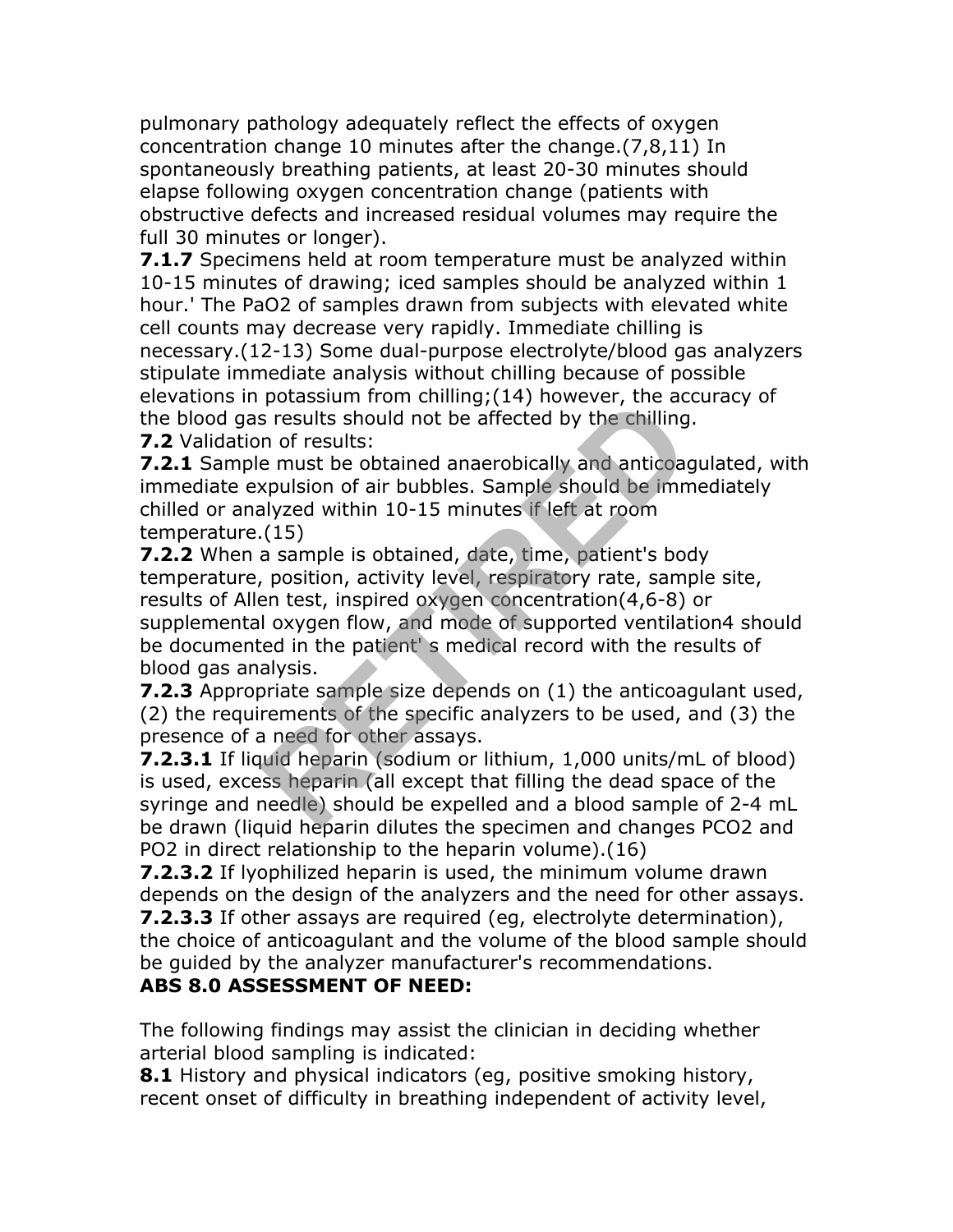pulmonary pathology adequately reflect the effects of oxygen concentration change 10 minutes after the change.(7,8,11) In spontaneously breathing patients, at least 20-30 minutes should elapse following oxygen concentration change (patients with obstructive defects and increased residual volumes may require the full 30 minutes or longer).

**7.1.7** Specimens held at room temperature must be analyzed within 10-15 minutes of drawing; iced samples should be analyzed within 1 hour.' The $PaO_2$ of samples drawn from subjects with elevated white cell counts may decrease very rapidly. Immediate chilling is necessary.(12-13) Some dual-purpose electrolyte/blood gas analyzers stipulate immediate analysis without chilling because of possible elevations in potassium from chilling;(14) however, the accuracy of the blood gas results should not be affected by the chilling.

**7.2** Validation of results:

**7.2.1** Sample must be obtained anaerobically and anticoagulated, with immediate expulsion of air bubbles. Sample should be immediately chilled or analyzed within 10-15 minutes if left at room temperature.(15)

**7.2.2** When a sample is obtained, date, time, patient's body temperature, position, activity level, respiratory rate, sample site, results of Allen test, inspired oxygen concentration(4,6-8) or supplemental oxygen flow, and mode of supported ventilation4 should be documented in the patient' s medical record with the results of blood gas analysis.

**7.2.3** Appropriate sample size depends on (1) the anticoagulant used, (2) the requirements of the specific analyzers to be used, and (3) the presence of a need for other assays.

**7.2.3.1** If liquid heparin (sodium or lithium, 1,000 units/mL of blood) is used, excess heparin (all except that filling the dead space of the syringe and needle) should be expelled and a blood sample of 2-4 mL be drawn (liquid heparin dilutes the specimen and changes $PCO_2$ and $PO_2$ in direct relationship to the heparin volume).(16)

**7.2.3.2** If lyophilized heparin is used, the minimum volume drawn depends on the design of the analyzers and the need for other assays.

**7.2.3.3** If other assays are required (eg, electrolyte determination), the choice of anticoagulant and the volume of the blood sample should be guided by the analyzer manufacturer's recommendations.

**ABS 8.0 ASSESSMENT OF NEED:**

The following findings may assist the clinician in deciding whether arterial blood sampling is indicated:

**8.1** History and physical indicators (eg, positive smoking history, recent onset of difficulty in breathing independent of activity level,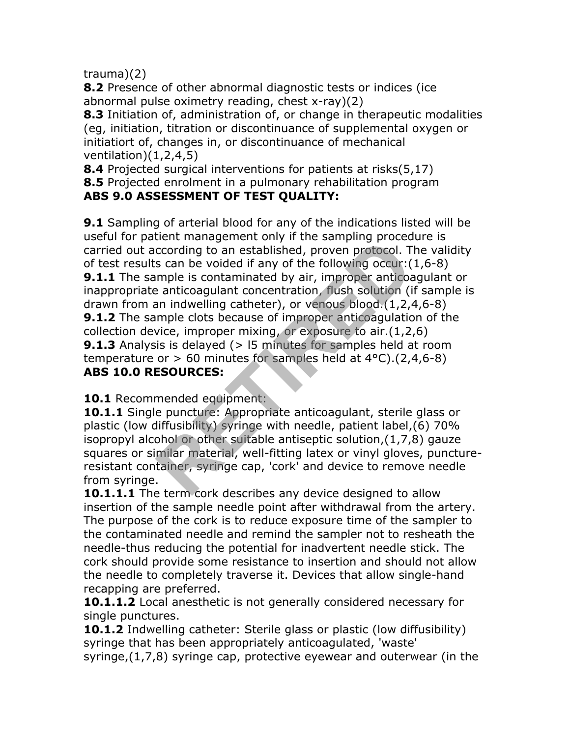trauma)(2)

**8.2** Presence of other abnormal diagnostic tests or indices (ice abnormal pulse oximetry reading, chest x-ray)(2)

**8.3** Initiation of, administration of, or change in therapeutic modalities (eg, initiation, titration or discontinuance of supplemental oxygen or initiatiort of, changes in, or discontinuance of mechanical ventilation)(1,2,4,5)

**8.4** Projected surgical interventions for patients at risks(5,17)

**8.5** Projected enrolment in a pulmonary rehabilitation program

**ABS 9.0 ASSESSMENT OF TEST QUALITY:**

**9.1** Sampling of arterial blood for any of the indications listed will be useful for patient management only if the sampling procedure is carried out according to an established, proven protocol. The validity of test results can be voided if any of the following occur:(1,6-8)

**9.1.1** The sample is contaminated by air, improper anticoagulant or inappropriate anticoagulant concentration, flush solution (if sample is drawn from an indwelling catheter), or venous blood.(1,2,4,6-8)

**9.1.2** The sample clots because of improper anticoagulation of the collection device, improper mixing, or exposure to air.(1,2,6)

**9.1.3** Analysis is delayed (> l5 minutes for samples held at room temperature or > 60 minutes for samples held at 4°C).(2,4,6-8)

**ABS 10.0 RESOURCES:**

**10.1** Recommended equipment:

**10.1.1** Single puncture: Appropriate anticoagulant, sterile glass or plastic (low diffusibility) syringe with needle, patient label,(6) 70% isopropyl alcohol or other suitable antiseptic solution,(1,7,8) gauze squares or similar material, well-fitting latex or vinyl gloves, puncture-resistant container, syringe cap, 'cork' and device to remove needle from syringe.

**10.1.1.1** The term cork describes any device designed to allow insertion of the sample needle point after withdrawal from the artery. The purpose of the cork is to reduce exposure time of the sampler to the contaminated needle and remind the sampler not to resheath the needle-thus reducing the potential for inadvertent needle stick. The cork should provide some resistance to insertion and should not allow the needle to completely traverse it. Devices that allow single-hand recapping are preferred.

**10.1.1.2** Local anesthetic is not generally considered necessary for single punctures.

**10.1.2** Indwelling catheter: Sterile glass or plastic (low diffusibility) syringe that has been appropriately anticoagulated, 'waste' syringe,(1,7,8) syringe cap, protective eyewear and outerwear (in the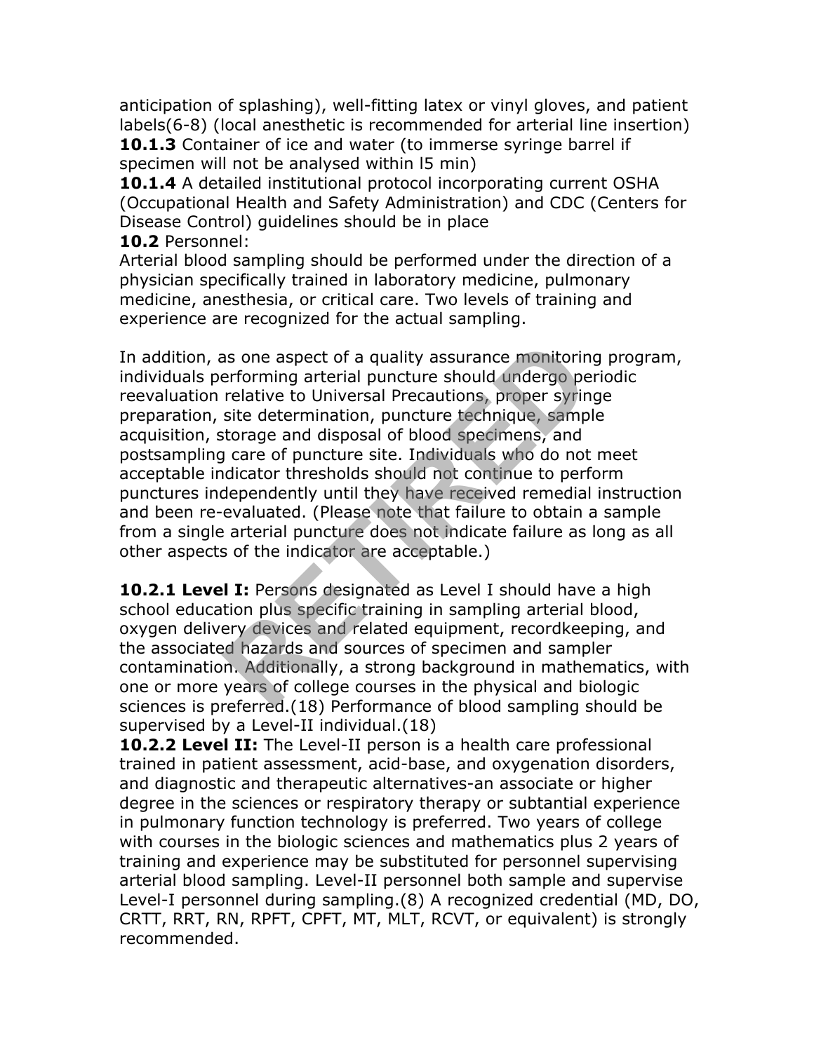anticipation of splashing), well-fitting latex or vinyl gloves, and patient labels(6-8) (local anesthetic is recommended for arterial line insertion)

**10.1.3** Container of ice and water (to immerse syringe barrel if specimen will not be analysed within l5 min)

**10.1.4** A detailed institutional protocol incorporating current OSHA (Occupational Health and Safety Administration) and CDC (Centers for Disease Control) guidelines should be in place

**10.2** Personnel:

Arterial blood sampling should be performed under the direction of a physician specifically trained in laboratory medicine, pulmonary medicine, anesthesia, or critical care. Two levels of training and experience are recognized for the actual sampling.

In addition, as one aspect of a quality assurance monitoring program, individuals performing arterial puncture should undergo periodic reevaluation relative to Universal Precautions, proper syringe preparation, site determination, puncture technique, sample acquisition, storage and disposal of blood specimens, and postsampling care of puncture site. Individuals who do not meet acceptable indicator thresholds should not continue to perform punctures independently until they have received remedial instruction and been re-evaluated. (Please note that failure to obtain a sample from a single arterial puncture does not indicate failure as long as all other aspects of the indicator are acceptable.)

**10.2.1 Level I:** Persons designated as Level I should have a high school education plus specific training in sampling arterial blood, oxygen delivery devices and related equipment, recordkeeping, and the associated hazards and sources of specimen and sampler contamination. Additionally, a strong background in mathematics, with one or more years of college courses in the physical and biologic sciences is preferred.(18) Performance of blood sampling should be supervised by a Level-II individual.(18)

**10.2.2 Level II:** The Level-II person is a health care professional trained in patient assessment, acid-base, and oxygenation disorders, and diagnostic and therapeutic alternatives-an associate or higher degree in the sciences or respiratory therapy or subtantial experience in pulmonary function technology is preferred. Two years of college with courses in the biologic sciences and mathematics plus 2 years of training and experience may be substituted for personnel supervising arterial blood sampling. Level-II personnel both sample and supervise Level-I personnel during sampling.(8) A recognized credential (MD, DO, CRTT, RRT, RN, RPFT, CPFT, MT, MLT, RCVT, or equivalent) is strongly recommended.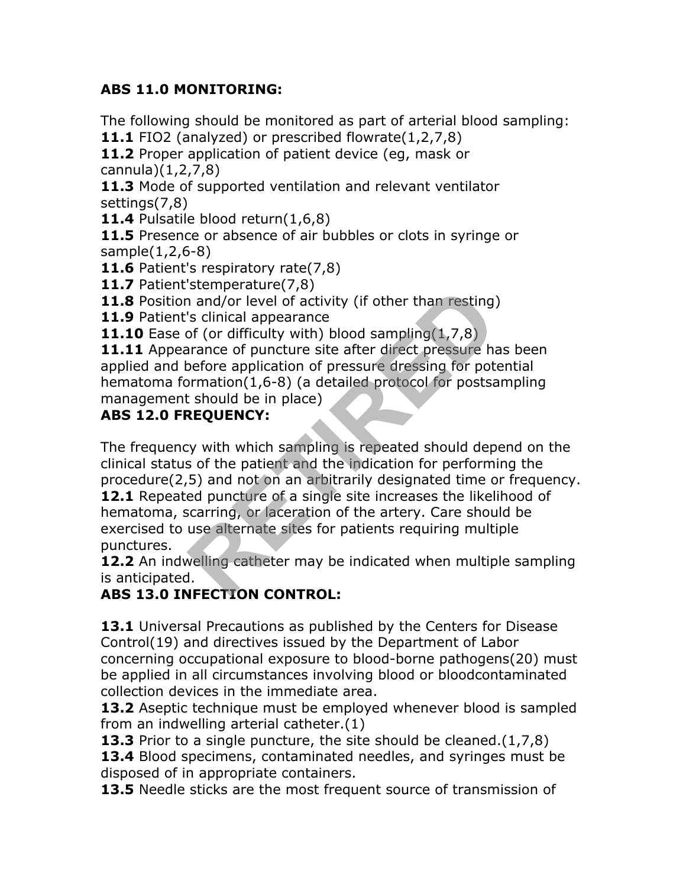**ABS 11.0 MONITORING:**

The following should be monitored as part of arterial blood sampling:

**11.1** FIO2 (analyzed) or prescribed flowrate(1,2,7,8)

**11.2** Proper application of patient device (eg, mask or cannula)(1,2,7,8)

**11.3** Mode of supported ventilation and relevant ventilator settings(7,8)

**11.4** Pulsatile blood return(1,6,8)

**11.5** Presence or absence of air bubbles or clots in syringe or sample(1,2,6-8)

**11.6** Patient's respiratory rate(7,8)

**11.7** Patient'stemperature(7,8)

**11.8** Position and/or level of activity (if other than resting)

**11.9** Patient's clinical appearance

**11.10** Ease of (or difficulty with) blood sampling(1,7,8)

**11.11** Appearance of puncture site after direct pressure has been applied and before application of pressure dressing for potential hematoma formation(1,6-8) (a detailed protocol for postsampling management should be in place)

**ABS 12.0 FREQUENCY:**

The frequency with which sampling is repeated should depend on the clinical status of the patient and the indication for performing the procedure(2,5) and not on an arbitrarily designated time or frequency.

**12.1** Repeated puncture of a single site increases the likelihood of hematoma, scarring, or laceration of the artery. Care should be exercised to use alternate sites for patients requiring multiple punctures.

**12.2** An indwelling catheter may be indicated when multiple sampling is anticipated.

**ABS 13.0 INFECTION CONTROL:**

**13.1** Universal Precautions as published by the Centers for Disease Control(19) and directives issued by the Department of Labor concerning occupational exposure to blood-borne pathogens(20) must be applied in all circumstances involving blood or bloodcontaminated collection devices in the immediate area.

**13.2** Aseptic technique must be employed whenever blood is sampled from an indwelling arterial catheter.(1)

**13.3** Prior to a single puncture, the site should be cleaned.(1,7,8)

**13.4** Blood specimens, contaminated needles, and syringes must be disposed of in appropriate containers.

**13.5** Needle sticks are the most frequent source of transmission of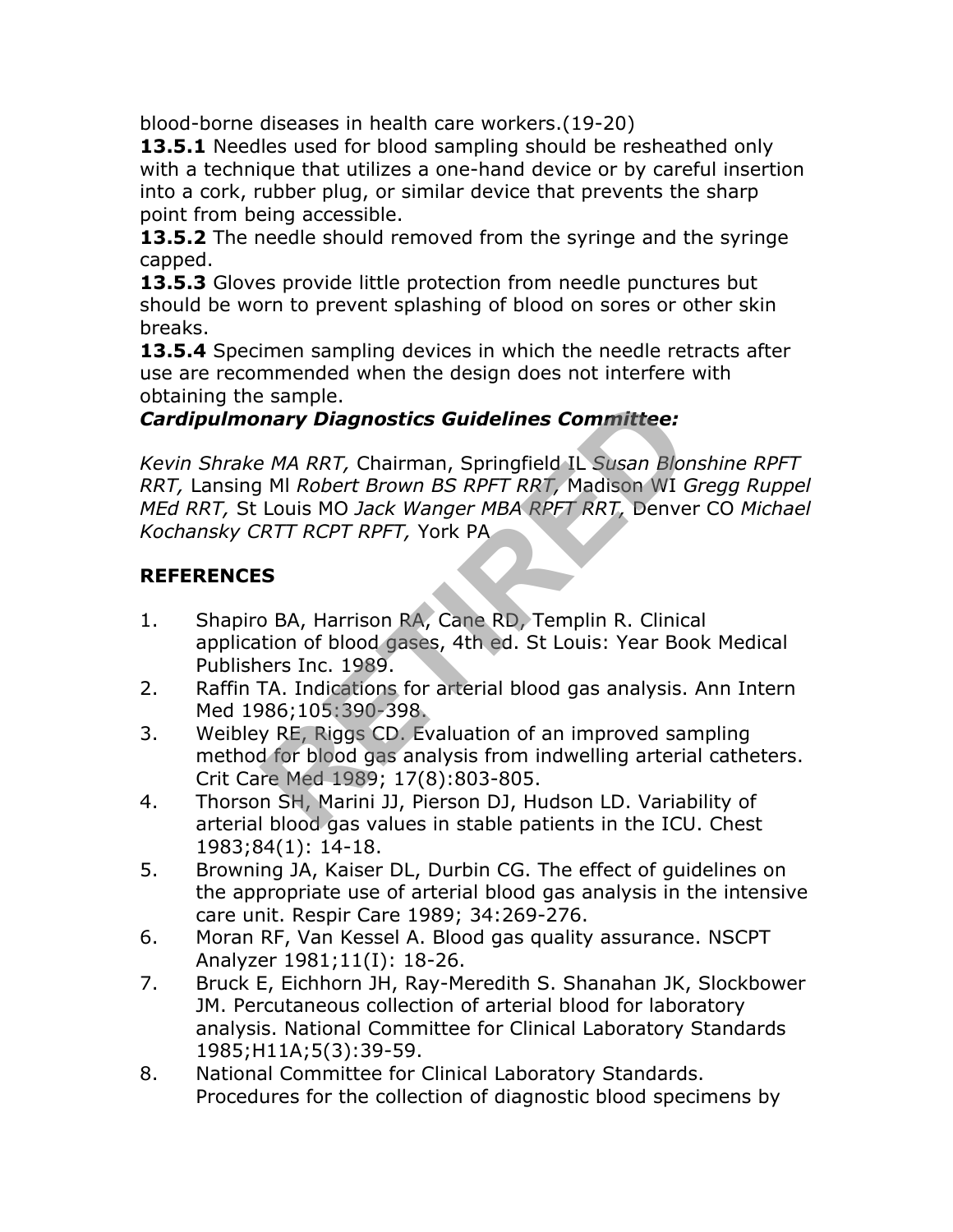blood-borne diseases in health care workers.(19-20)

**13.5.1** Needles used for blood sampling should be resheathed only with a technique that utilizes a one-hand device or by careful insertion into a cork, rubber plug, or similar device that prevents the sharp point from being accessible.

**13.5.2** The needle should removed from the syringe and the syringe capped.

**13.5.3** Gloves provide little protection from needle punctures but should be worn to prevent splashing of blood on sores or other skin breaks.

**13.5.4** Specimen sampling devices in which the needle retracts after use are recommended when the design does not interfere with obtaining the sample.

***Cardipulmonary Diagnostics Guidelines Committee:***

*Kevin Shrake MA RRT,* Chairman, Springfield IL *Susan Blonshine RPFT RRT,* Lansing MI *Robert Brown BS RPFT RRT,* Madison WI *Gregg Ruppel MEd RRT,* St Louis MO *Jack Wanger MBA RPFT RRT,* Denver CO *Michael Kochansky CRTT RCPT RPFT,* York PA

## REFERENCES

1. Shapiro BA, Harrison RA, Cane RD, Templin R. Clinical application of blood gases, 4th ed. St Louis: Year Book Medical Publishers Inc. 1989.
2. Raffin TA. Indications for arterial blood gas analysis. Ann Intern Med 1986;105:390-398.
3. Weibley RE, Riggs CD. Evaluation of an improved sampling method for blood gas analysis from indwelling arterial catheters. Crit Care Med 1989; 17(8):803-805.
4. Thorson SH, Marini JJ, Pierson DJ, Hudson LD. Variability of arterial blood gas values in stable patients in the ICU. Chest 1983;84(1): 14-18.
5. Browning JA, Kaiser DL, Durbin CG. The effect of guidelines on the appropriate use of arterial blood gas analysis in the intensive care unit. Respir Care 1989; 34:269-276.
6. Moran RF, Van Kessel A. Blood gas quality assurance. NSCPT Analyzer 1981;11(I): 18-26.
7. Bruck E, Eichhorn JH, Ray-Meredith S. Shanahan JK, Slockbower JM. Percutaneous collection of arterial blood for laboratory analysis. National Committee for Clinical Laboratory Standards 1985;H11A;5(3):39-59.
8. National Committee for Clinical Laboratory Standards. Procedures for the collection of diagnostic blood specimens by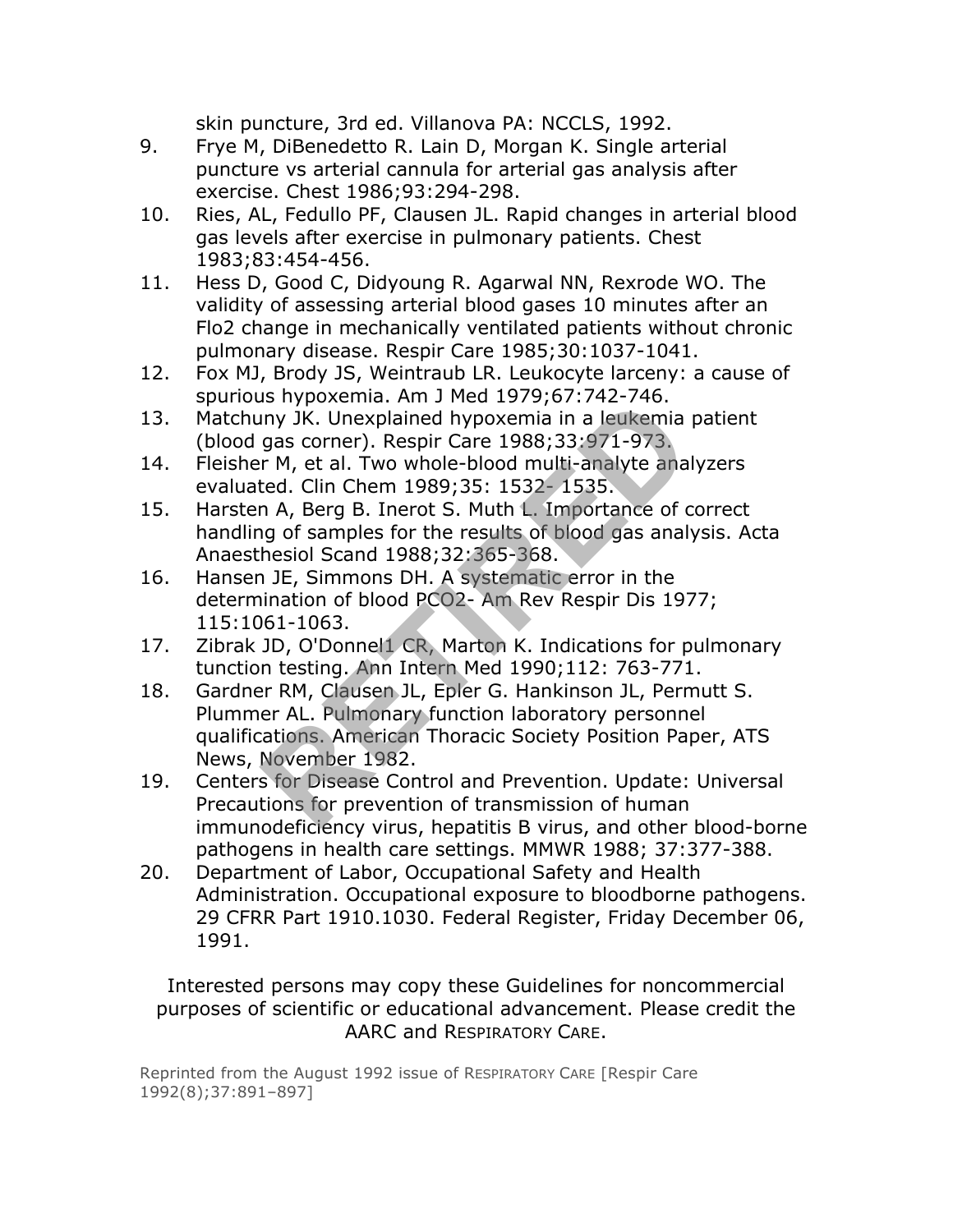skin puncture, 3rd ed. Villanova PA: NCCLS, 1992.

9. Frye M, DiBenedetto R. Lain D, Morgan K. Single arterial puncture vs arterial cannula for arterial gas analysis after exercise. Chest 1986;93:294-298.
10. Ries, AL, Fedullo PF, Clausen JL. Rapid changes in arterial blood gas levels after exercise in pulmonary patients. Chest 1983;83:454-456.
11. Hess D, Good C, Didyoung R. Agarwal NN, Rexrode WO. The validity of assessing arterial blood gases 10 minutes after an FIo2 change in mechanically ventilated patients without chronic pulmonary disease. Respir Care 1985;30:1037-1041.
12. Fox MJ, Brody JS, Weintraub LR. Leukocyte larceny: a cause of spurious hypoxemia. Am J Med 1979;67:742-746.
13. Matchuny JK. Unexplained hypoxemia in a leukemia patient (blood gas corner). Respir Care 1988;33:971-973.
14. Fleisher M, et al. Two whole-blood multi-analyte analyzers evaluated. Clin Chem 1989;35: 1532- 1535.
15. Harsten A, Berg B. Inerot S. Muth L. Importance of correct handling of samples for the results of blood gas analysis. Acta Anaesthesiol Scand 1988;32:365-368.
16. Hansen JE, Simmons DH. A systematic error in the determination of blood PCO2- Am Rev Respir Dis 1977; 115:1061-1063.
17. Zibrak JD, O'Donnel1 CR, Marton K. Indications for pulmonary tunction testing. Ann Intern Med 1990;112: 763-771.
18. Gardner RM, Clausen JL, Epler G. Hankinson JL, Permutt S. Plummer AL. Pulmonary function laboratory personnel qualifications. American Thoracic Society Position Paper, ATS News, November 1982.
19. Centers for Disease Control and Prevention. Update: Universal Precautions for prevention of transmission of human immunodeficiency virus, hepatitis B virus, and other blood-borne pathogens in health care settings. MMWR 1988; 37:377-388.
20. Department of Labor, Occupational Safety and Health Administration. Occupational exposure to bloodborne pathogens. 29 CFRR Part 1910.1030. Federal Register, Friday December 06, 1991.

Interested persons may copy these Guidelines for noncommercial purposes of scientific or educational advancement. Please credit the AARC and RESPIRATORY CARE.

Reprinted from the August 1992 issue of RESPIRATORY CARE [Respir Care 1992(8);37:891–897]